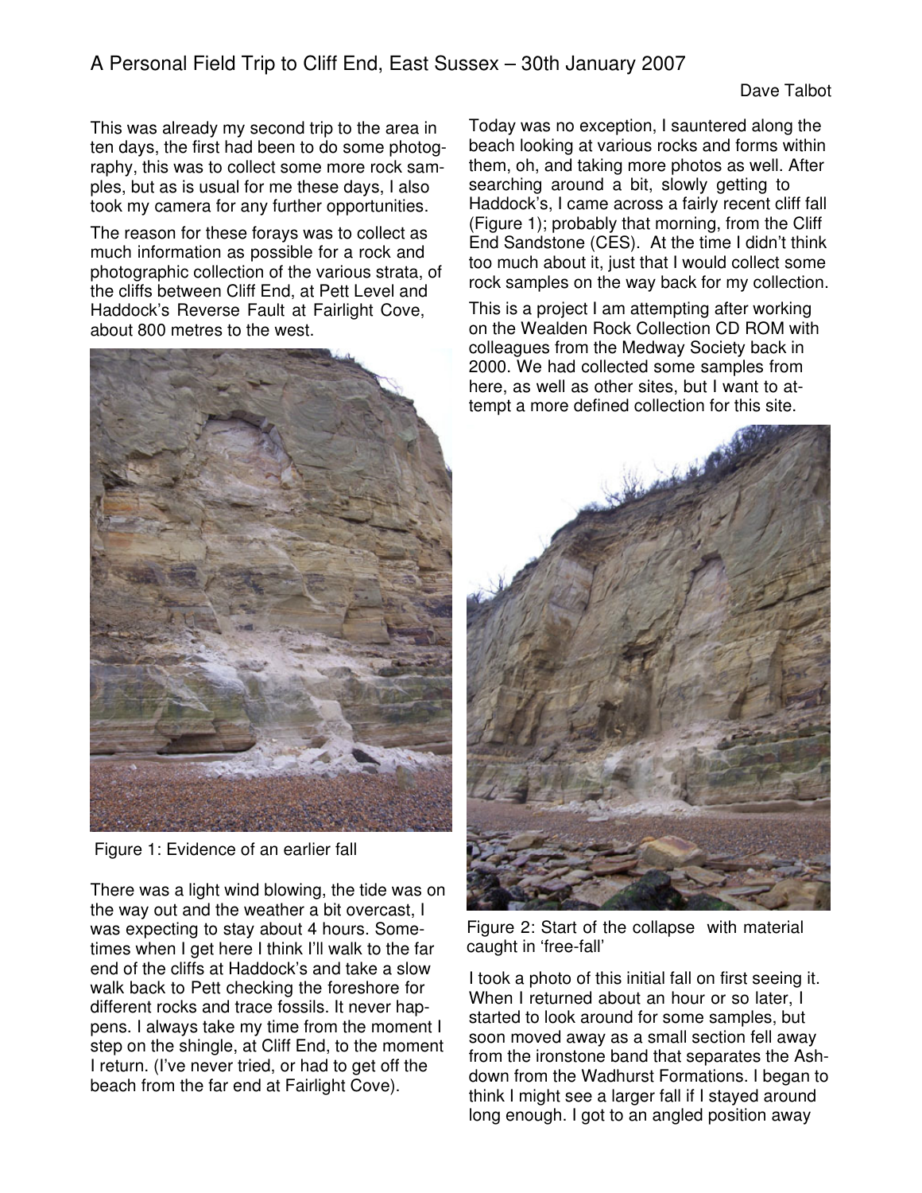# A Personal Field Trip to Cliff End, East Sussex – 30th January 2007

Dave Talbot

This was already my second trip to the area in ten days, the first had been to do some photography, this was to collect some more rock samples, but as is usual for me these days, I also took my camera for any further opportunities.

The reason for these forays was to collect as much information as possible for a rock and photographic collection of the various strata, of the cliffs between Cliff End, at Pett Level and Haddock's Reverse Fault at Fairlight Cove, about 800 metres to the west.

Figure 1: Evidence of an earlier fall

There was a light wind blowing, the tide was on the way out and the weather a bit overcast, I was expecting to stay about 4 hours. Sometimes when I get here I think I'll walk to the far end of the cliffs at Haddock's and take a slow walk back to Pett checking the foreshore for different rocks and trace fossils. It never happens. I always take my time from the moment I step on the shingle, at Cliff End, to the moment I return. (I've never tried, or had to get off the beach from the far end at Fairlight Cove).

Today was no exception, I sauntered along the beach looking at various rocks and forms within them, oh, and taking more photos as well. After searching around a bit, slowly getting to Haddock's, I came across a fairly recent cliff fall (Figure 1); probably that morning, from the Cliff End Sandstone (CES). At the time I didn't think too much about it, just that I would collect some rock samples on the way back for my collection.

This is a project I am attempting after working on the Wealden Rock Collection CD ROM with colleagues from the Medway Society back in 2000. We had collected some samples from here, as well as other sites, but I want to attempt a more defined collection for this site.

Figure 2: Start of the collapse with material caught in 'free-fall'

I took a photo of this initial fall on first seeing it. When I returned about an hour or so later, I started to look around for some samples, but soon moved away as a small section fell away from the ironstone band that separates the Ashdown from the Wadhurst Formations. I began to think I might see a larger fall if I stayed around long enough. I got to an angled position away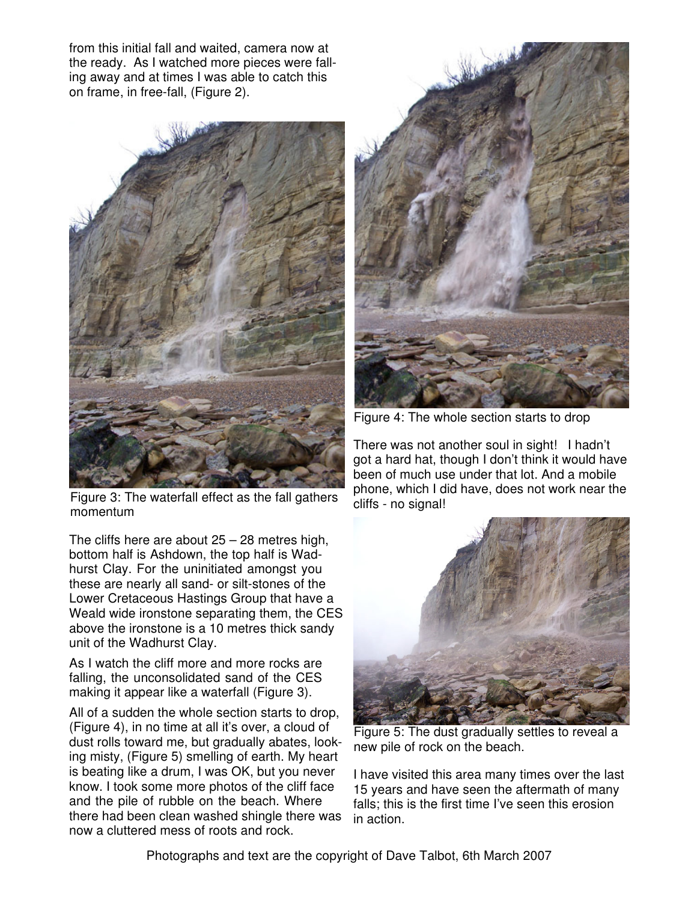from this initial fall and waited, camera now at the ready. As I watched more pieces were falling away and at times I was able to catch this on frame, in free-fall, (Figure 2).

Figure 3: The waterfall effect as the fall gathers momentum

The cliffs here are about 25 – 28 metres high, bottom half is Ashdown, the top half is Wadhurst Clay. For the uninitiated amongst you these are nearly all sand- or silt-stones of the Lower Cretaceous Hastings Group that have a Weald wide ironstone separating them, the CES above the ironstone is a 10 metres thick sandy unit of the Wadhurst Clay.

As I watch the cliff more and more rocks are falling, the unconsolidated sand of the CES making it appear like a waterfall (Figure 3).

All of a sudden the whole section starts to drop, (Figure 4), in no time at all it's over, a cloud of dust rolls toward me, but gradually abates, looking misty, (Figure 5) smelling of earth. My heart is beating like a drum, I was OK, but you never know. I took some more photos of the cliff face and the pile of rubble on the beach. Where there had been clean washed shingle there was now a cluttered mess of roots and rock.

Figure 4: The whole section starts to drop

There was not another soul in sight! I hadn't got a hard hat, though I don't think it would have been of much use under that lot. And a mobile phone, which I did have, does not work near the cliffs - no signal!

Figure 5: The dust gradually settles to reveal a new pile of rock on the beach.

I have visited this area many times over the last 15 years and have seen the aftermath of many falls; this is the first time I've seen this erosion in action.

Photographs and text are the copyright of Dave Talbot, 6th March 2007